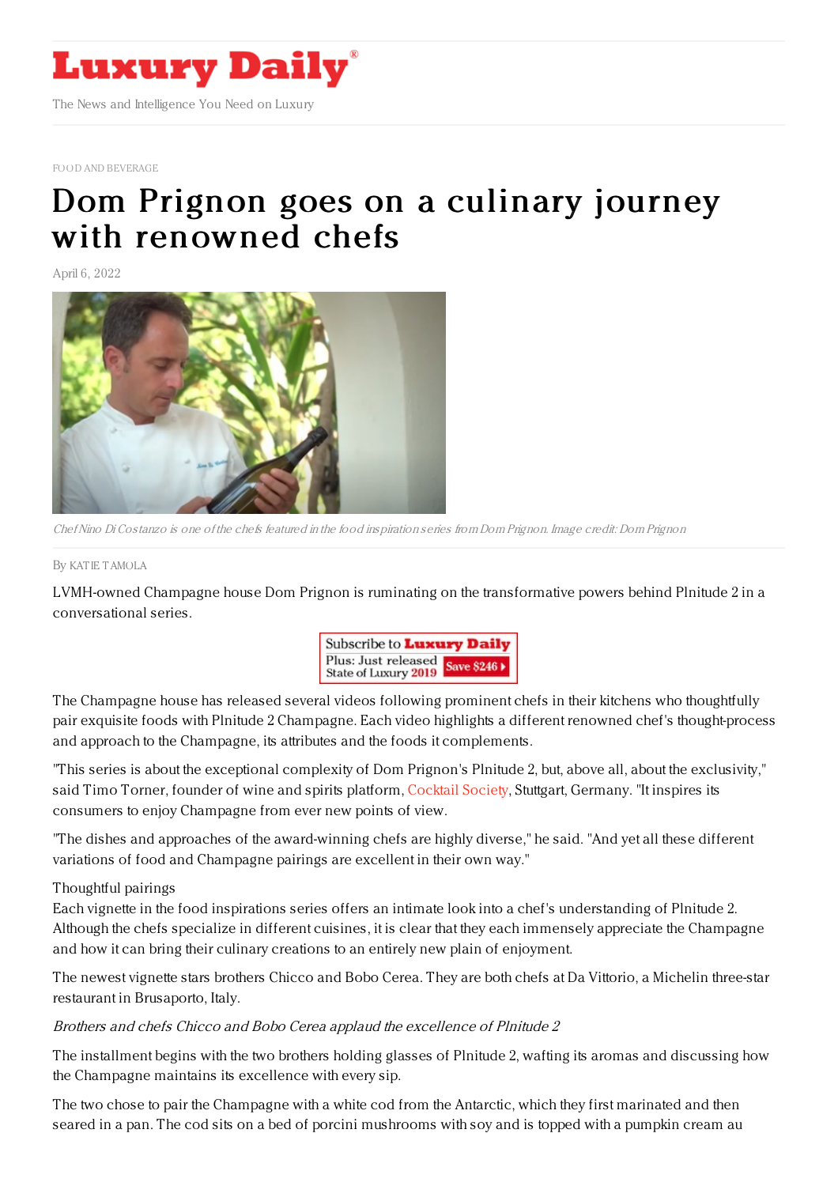# Luxury Daily

The News and Intelligence You Need on Luxury

FOOD AND BEVERAGE

# Dom Prignon goes on a culinary journey with renowned chefs

April 6, 2022

*Chef Nino Di Costanzo is one of the chefs featured in the food inspiration series from Dom Prignon. Image credit: Dom Prignon*

By KATIE TAMOLA

LVMH-owned Champagne house Dom Prignon is ruminating on the transformative powers behind Plnitude 2 in a conversational series.

The Champagne house has released several videos following prominent chefs in their kitchens who thoughtfully pair exquisite foods with Plnitude 2 Champagne. Each video highlights a different renowned chef's thought-process and approach to the Champagne, its attributes and the foods it complements.

"This series is about the exceptional complexity of Dom Prignon's Plnitude 2, but, above all, about the exclusivity," said Timo Torner, founder of wine and spirits platform, Cocktail Society, Stuttgart, Germany. "It inspires its consumers to enjoy Champagne from ever new points of view.

"The dishes and approaches of the award-winning chefs are highly diverse," he said. "And yet all these different variations of food and Champagne pairings are excellent in their own way."

Thoughtful pairings

Each vignette in the food inspirations series offers an intimate look into a chef's understanding of Plnitude 2. Although the chefs specialize in different cuisines, it is clear that they each immensely appreciate the Champagne and how it can bring their culinary creations to an entirely new plain of enjoyment.

The newest vignette stars brothers Chicco and Bobo Cerea. They are both chefs at Da Vittorio, a Michelin three-star restaurant in Brusaporto, Italy.

*Brothers and chefs Chicco and Bobo Cerea applaud the excellence of Plnitude 2*

The installment begins with the two brothers holding glasses of Plnitude 2, wafting its aromas and discussing how the Champagne maintains its excellence with every sip.

The two chose to pair the Champagne with a white cod from the Antarctic, which they first marinated and then seared in a pan. The cod sits on a bed of porcini mushrooms with soy and is topped with a pumpkin cream au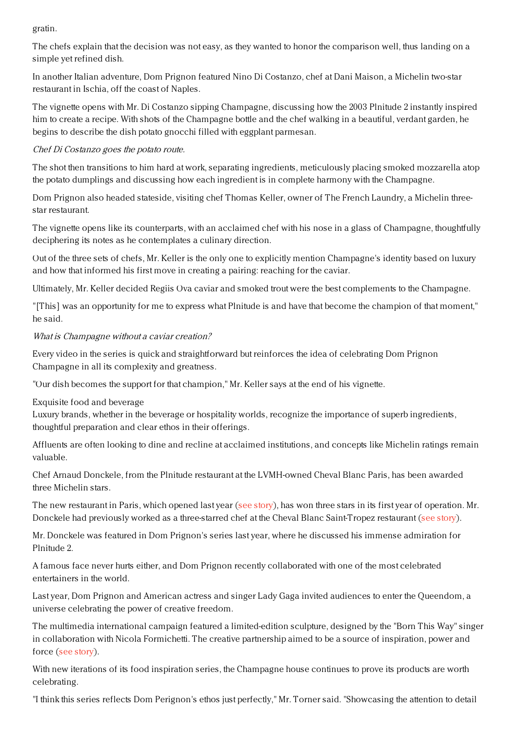gratin.

The chefs explain that the decision was not easy, as they wanted to honor the comparison well, thus landing on a simple yet refined dish.

In another Italian adventure, Dom Prignon featured Nino Di Costanzo, chef at Dani Maison, a Michelin two-star restaurant in Ischia, off the coast of Naples.

The vignette opens with Mr. Di Costanzo sipping Champagne, discussing how the 2003 Plnitude 2 instantly inspired him to create a recipe. With shots of the Champagne bottle and the chef walking in a beautiful, verdant garden, he begins to describe the dish potato gnocchi filled with eggplant parmesan.

*Chef Di Costanzo goes the potato route.*

The shot then transitions to him hard at work, separating ingredients, meticulously placing smoked mozzarella atop the potato dumplings and discussing how each ingredient is in complete harmony with the Champagne.

Dom Prignon also headed stateside, visiting chef Thomas Keller, owner of The French Laundry, a Michelin three-star restaurant.

The vignette opens like its counterparts, with an acclaimed chef with his nose in a glass of Champagne, thoughtfully deciphering its notes as he contemplates a culinary direction.

Out of the three sets of chefs, Mr. Keller is the only one to explicitly mention Champagne's identity based on luxury and how that informed his first move in creating a pairing: reaching for the caviar.

Ultimately, Mr. Keller decided Regiis Ova caviar and smoked trout were the best complements to the Champagne.

"[This] was an opportunity for me to express what Plnitude is and have that become the champion of that moment," he said.

*What is Champagne without a caviar creation?*

Every video in the series is quick and straightforward but reinforces the idea of celebrating Dom Prignon Champagne in all its complexity and greatness.

"Our dish becomes the support for that champion," Mr. Keller says at the end of his vignette.

Exquisite food and beverage

Luxury brands, whether in the beverage or hospitality worlds, recognize the importance of superb ingredients, thoughtful preparation and clear ethos in their offerings.

Affluents are often looking to dine and recline at acclaimed institutions, and concepts like Michelin ratings remain valuable.

Chef Arnaud Donckele, from the Plnitude restaurant at the LVMH-owned Cheval Blanc Paris, has been awarded three Michelin stars.

The new restaurant in Paris, which opened last year (see story), has won three stars in its first year of operation. Mr. Donckele had previously worked as a three-starred chef at the Cheval Blanc Saint-Tropez restaurant (see story).

Mr. Donckele was featured in Dom Prignon's series last year, where he discussed his immense admiration for Plnitude 2.

A famous face never hurts either, and Dom Prignon recently collaborated with one of the most celebrated entertainers in the world.

Last year, Dom Prignon and American actress and singer Lady Gaga invited audiences to enter the Queendom, a universe celebrating the power of creative freedom.

The multimedia international campaign featured a limited-edition sculpture, designed by the "Born This Way" singer in collaboration with Nicola Formichetti. The creative partnership aimed to be a source of inspiration, power and force (see story).

With new iterations of its food inspiration series, the Champagne house continues to prove its products are worth celebrating.

"I think this series reflects Dom Perignon's ethos just perfectly," Mr. Torner said. "Showcasing the attention to detail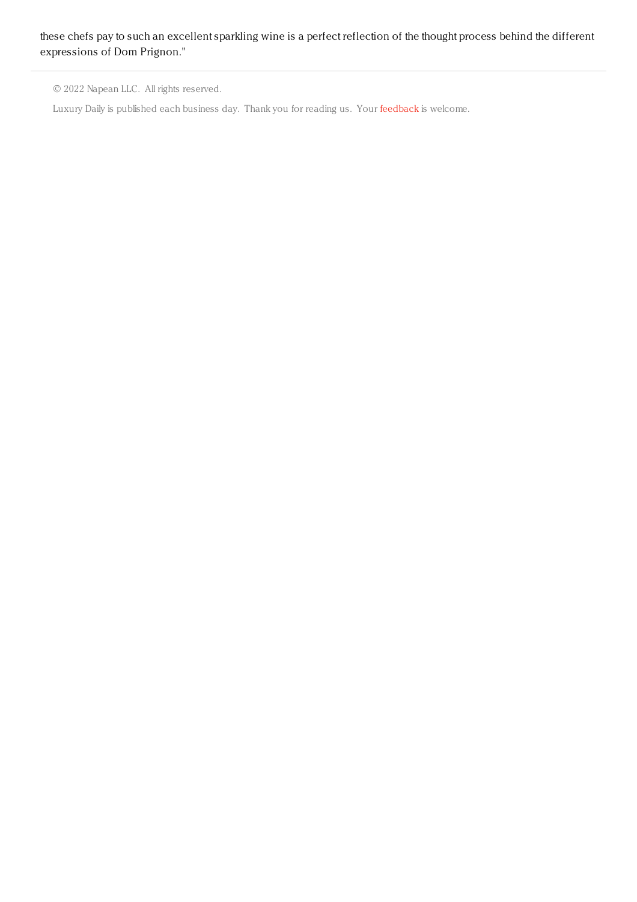these chefs pay to such an excellent sparkling wine is a perfect reflection of the thought process behind the different expressions of Dom Prignon."

---

© 2022 Napean LLC. All rights reserved.

Luxury Daily is published each business day. Thank you for reading us. Your feedback is welcome.